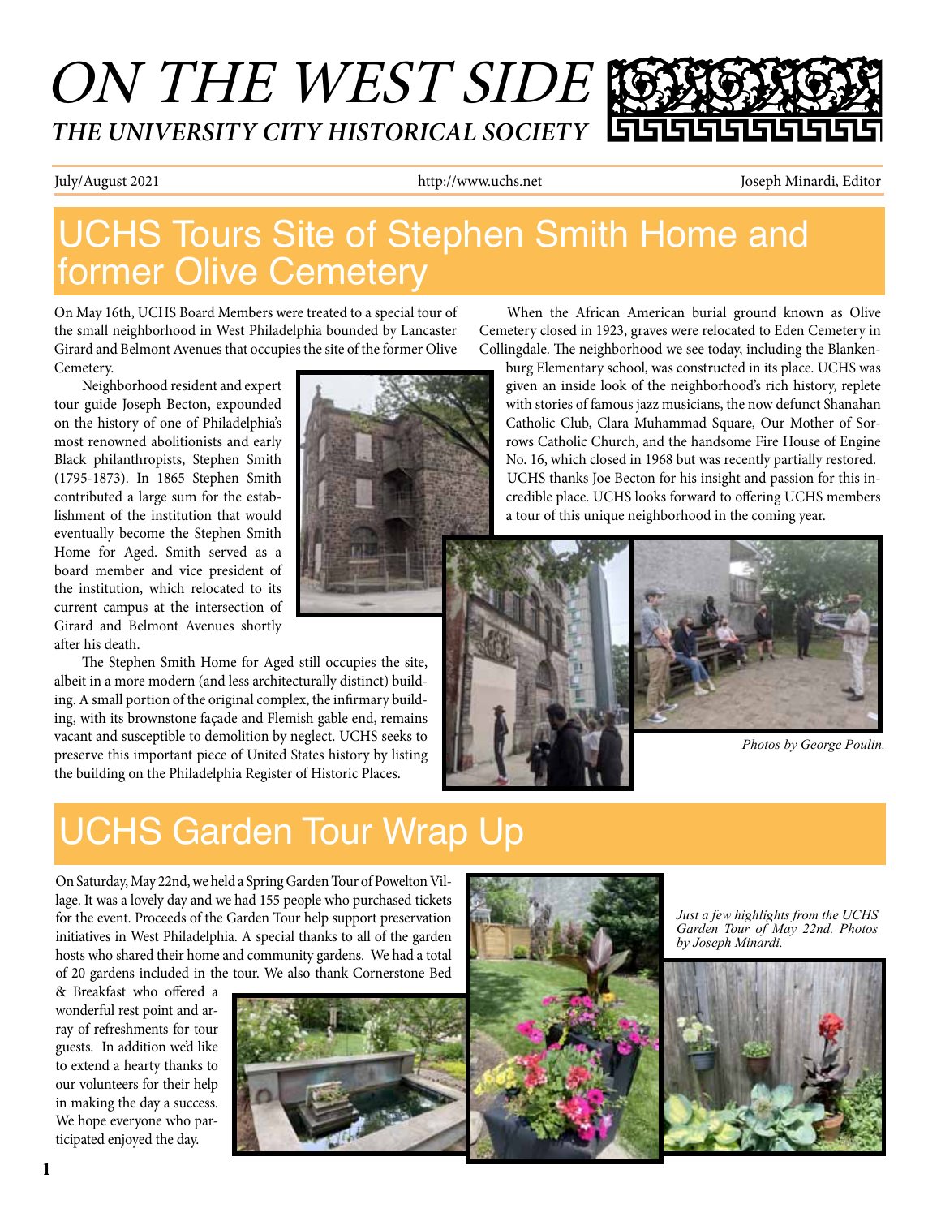# ON THE WEST SIDE

## THE UNIVERSITY CITY HISTORICAL SOCIETY

July/August 2021 — http://www.uchs.net — Joseph Minardi, Editor

## UCHS Tours Site of Stephen Smith Home and former Olive Cemetery

On May 16th, UCHS Board Members were treated to a special tour of the small neighborhood in West Philadelphia bounded by Lancaster Girard and Belmont Avenues that occupies the site of the former Olive Cemetery.

Neighborhood resident and expert tour guide Joseph Becton, expounded on the history of one of Philadelphia's most renowned abolitionists and early Black philanthropists, Stephen Smith (1795-1873). In 1865 Stephen Smith contributed a large sum for the establishment of the institution that would eventually become the Stephen Smith Home for Aged. Smith served as a board member and vice president of the institution, which relocated to its current campus at the intersection of Girard and Belmont Avenues shortly after his death.

The Stephen Smith Home for Aged still occupies the site, albeit in a more modern (and less architecturally distinct) building. A small portion of the original complex, the infirmary building, with its brownstone façade and Flemish gable end, remains vacant and susceptible to demolition by neglect. UCHS seeks to preserve this important piece of United States history by listing the building on the Philadelphia Register of Historic Places.

When the African American burial ground known as Olive Cemetery closed in 1923, graves were relocated to Eden Cemetery in Collingdale. The neighborhood we see today, including the Blankenburg Elementary school, was constructed in its place. UCHS was given an inside look of the neighborhood's rich history, replete with stories of famous jazz musicians, the now defunct Shanahan Catholic Club, Clara Muhammad Square, Our Mother of Sorrows Catholic Church, and the handsome Fire House of Engine No. 16, which closed in 1968 but was recently partially restored. UCHS thanks Joe Becton for his insight and passion for this incredible place. UCHS looks forward to offering UCHS members a tour of this unique neighborhood in the coming year.

*Photos by George Poulin.*

## UCHS Garden Tour Wrap Up

On Saturday, May 22nd, we held a Spring Garden Tour of Powelton Village. It was a lovely day and we had 155 people who purchased tickets for the event. Proceeds of the Garden Tour help support preservation initiatives in West Philadelphia. A special thanks to all of the garden hosts who shared their home and community gardens. We had a total of 20 gardens included in the tour. We also thank Cornerstone Bed & Breakfast who offered a wonderful rest point and array of refreshments for tour guests. In addition we'd like to extend a hearty thanks to our volunteers for their help in making the day a success. We hope everyone who participated enjoyed the day.

*Just a few highlights from the UCHS Garden Tour of May 22nd. Photos by Joseph Minardi.*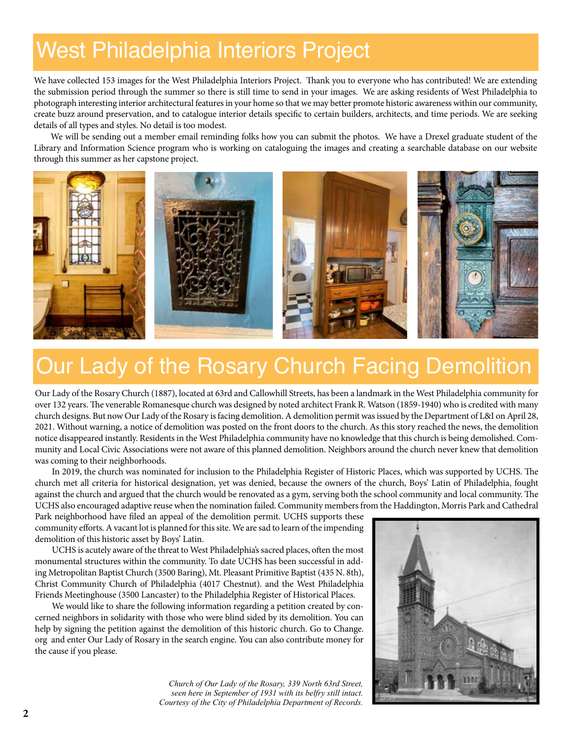# West Philadelphia Interiors Project

We have collected 153 images for the West Philadelphia Interiors Project. Thank you to everyone who has contributed! We are extending the submission period through the summer so there is still time to send in your images. We are asking residents of West Philadelphia to photograph interesting interior architectural features in your home so that we may better promote historic awareness within our community, create buzz around preservation, and to catalogue interior details specific to certain builders, architects, and time periods. We are seeking details of all types and styles. No detail is too modest.

We will be sending out a member email reminding folks how you can submit the photos. We have a Drexel graduate student of the Library and Information Science program who is working on cataloguing the images and creating a searchable database on our website through this summer as her capstone project.

# Our Lady of the Rosary Church Facing Demolition

Our Lady of the Rosary Church (1887), located at 63rd and Callowhill Streets, has been a landmark in the West Philadelphia community for over 132 years. The venerable Romanesque church was designed by noted architect Frank R. Watson (1859-1940) who is credited with many church designs. But now Our Lady of the Rosary is facing demolition. A demolition permit was issued by the Department of L&I on April 28, 2021. Without warning, a notice of demolition was posted on the front doors to the church. As this story reached the news, the demolition notice disappeared instantly. Residents in the West Philadelphia community have no knowledge that this church is being demolished. Community and Local Civic Associations were not aware of this planned demolition. Neighbors around the church never knew that demolition was coming to their neighborhoods.

In 2019, the church was nominated for inclusion to the Philadelphia Register of Historic Places, which was supported by UCHS. The church met all criteria for historical designation, yet was denied, because the owners of the church, Boys' Latin of Philadelphia, fought against the church and argued that the church would be renovated as a gym, serving both the school community and local community. The UCHS also encouraged adaptive reuse when the nomination failed. Community members from the Haddington, Morris Park and Cathedral Park neighborhood have filed an appeal of the demolition permit. UCHS supports these community efforts. A vacant lot is planned for this site. We are sad to learn of the impending demolition of this historic asset by Boys' Latin.

UCHS is acutely aware of the threat to West Philadelphia's sacred places, often the most monumental structures within the community. To date UCHS has been successful in adding Metropolitan Baptist Church (3500 Baring), Mt. Pleasant Primitive Baptist (435 N. 8th), Christ Community Church of Philadelphia (4017 Chestnut). and the West Philadelphia Friends Meetinghouse (3500 Lancaster) to the Philadelphia Register of Historical Places.

We would like to share the following information regarding a petition created by concerned neighbors in solidarity with those who were blind sided by its demolition. You can help by signing the petition against the demolition of this historic church. Go to Change.org and enter Our Lady of Rosary in the search engine. You can also contribute money for the cause if you please.

*Church of Our Lady of the Rosary, 339 North 63rd Street, seen here in September of 1931 with its belfry still intact. Courtesy of the City of Philadelphia Department of Records.*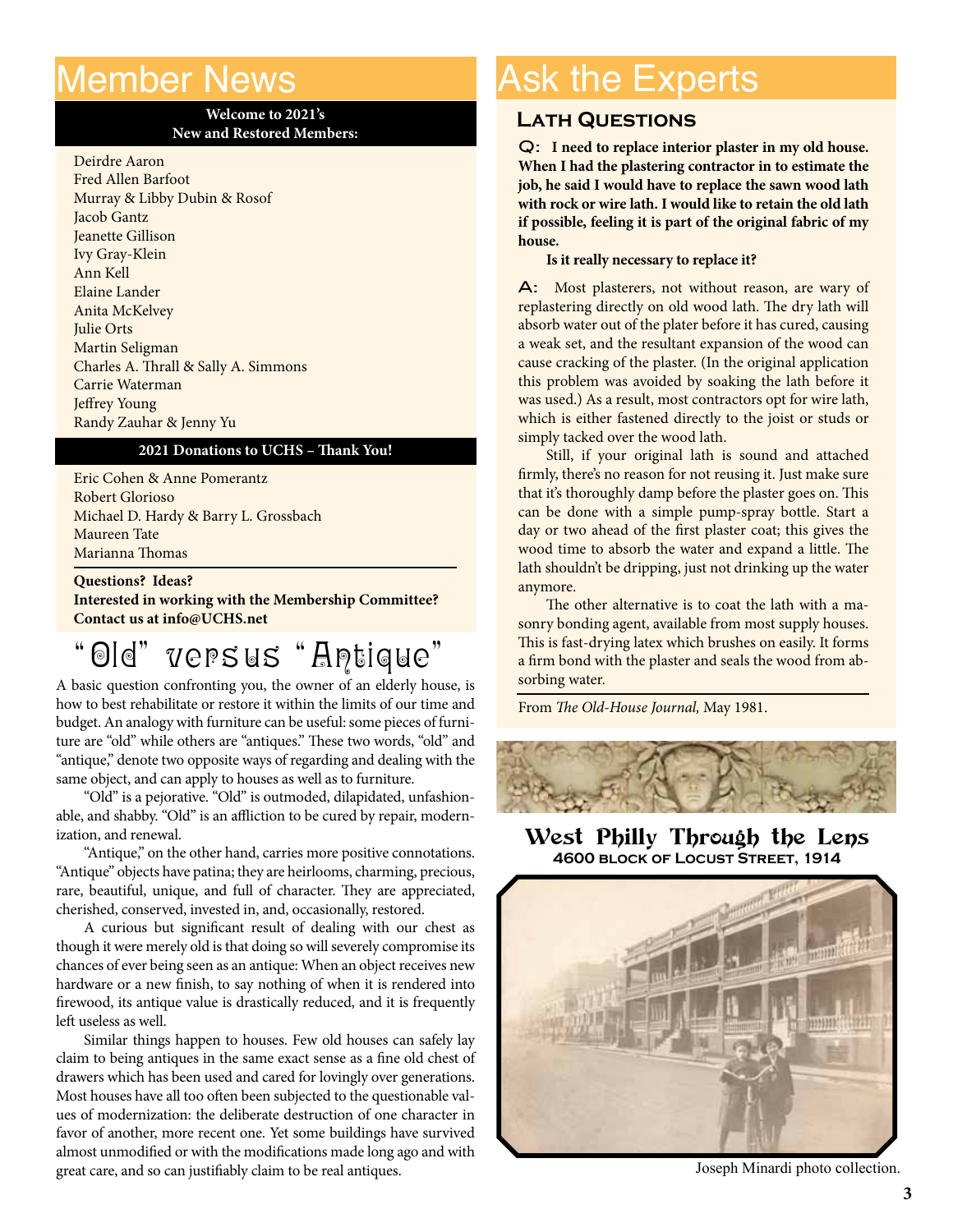# Member News

**Welcome to 2021's New and Restored Members:**

Deirdre Aaron
Fred Allen Barfoot
Murray & Libby Dubin & Rosof
Jacob Gantz
Jeanette Gillison
Ivy Gray-Klein
Ann Kell
Elaine Lander
Anita McKelvey
Julie Orts
Martin Seligman
Charles A. Thrall & Sally A. Simmons
Carrie Waterman
Jeffrey Young
Randy Zauhar & Jenny Yu

**2021 Donations to UCHS – Thank You!**

Eric Cohen & Anne Pomerantz
Robert Glorioso
Michael D. Hardy & Barry L. Grossbach
Maureen Tate
Marianna Thomas

**Questions? Ideas?**
**Interested in working with the Membership Committee?**
**Contact us at info@UCHS.net**

## "Old" versus "Antique"

A basic question confronting you, the owner of an elderly house, is how to best rehabilitate or restore it within the limits of our time and budget. An analogy with furniture can be useful: some pieces of furniture are "old" while others are "antiques." These two words, "old" and "antique," denote two opposite ways of regarding and dealing with the same object, and can apply to houses as well as to furniture.

"Old" is a pejorative. "Old" is outmoded, dilapidated, unfashionable, and shabby. "Old" is an affliction to be cured by repair, modernization, and renewal.

"Antique," on the other hand, carries more positive connotations. "Antique" objects have patina; they are heirlooms, charming, precious, rare, beautiful, unique, and full of character. They are appreciated, cherished, conserved, invested in, and, occasionally, restored.

A curious but significant result of dealing with our chest as though it were merely old is that doing so will severely compromise its chances of ever being seen as an antique: When an object receives new hardware or a new finish, to say nothing of when it is rendered into firewood, its antique value is drastically reduced, and it is frequently left useless as well.

Similar things happen to houses. Few old houses can safely lay claim to being antiques in the same exact sense as a fine old chest of drawers which has been used and cared for lovingly over generations. Most houses have all too often been subjected to the questionable values of modernization: the deliberate destruction of one character in favor of another, more recent one. Yet some buildings have survived almost unmodified or with the modifications made long ago and with great care, and so can justifiably claim to be real antiques.

# Ask the Experts

## Lath Questions

**Q: I need to replace interior plaster in my old house. When I had the plastering contractor in to estimate the job, he said I would have to replace the sawn wood lath with rock or wire lath. I would like to retain the old lath if possible, feeling it is part of the original fabric of my house.**

**Is it really necessary to replace it?**

**A:** Most plasterers, not without reason, are wary of replastering directly on old wood lath. The dry lath will absorb water out of the plater before it has cured, causing a weak set, and the resultant expansion of the wood can cause cracking of the plaster. (In the original application this problem was avoided by soaking the lath before it was used.) As a result, most contractors opt for wire lath, which is either fastened directly to the joist or studs or simply tacked over the wood lath.

Still, if your original lath is sound and attached firmly, there's no reason for not reusing it. Just make sure that it's thoroughly damp before the plaster goes on. This can be done with a simple pump-spray bottle. Start a day or two ahead of the first plaster coat; this gives the wood time to absorb the water and expand a little. The lath shouldn't be dripping, just not drinking up the water anymore.

The other alternative is to coat the lath with a masonry bonding agent, available from most supply houses. This is fast-drying latex which brushes on easily. It forms a firm bond with the plaster and seals the wood from absorbing water.

From *The Old-House Journal,* May 1981.

## West Philly Through the Lens

**4600 block of Locust Street, 1914**

Joseph Minardi photo collection.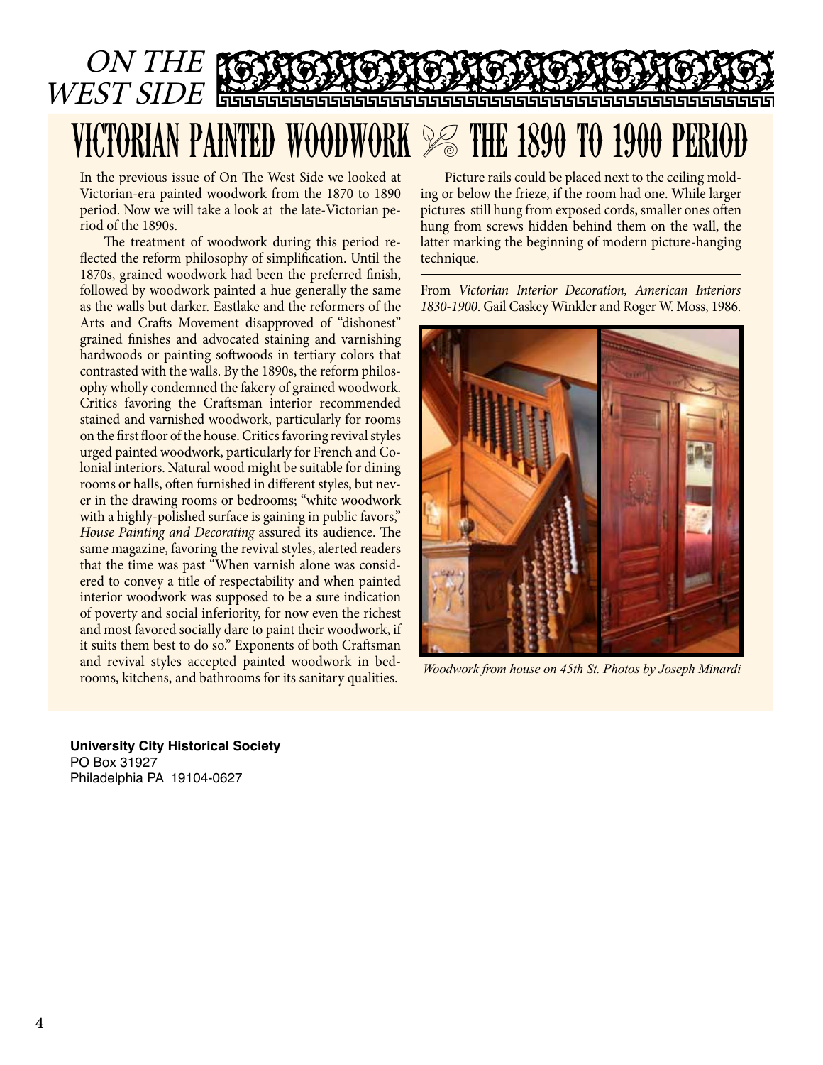# VICTORIAN PAINTED WOODWORK — THE 1890 TO 1900 PERIOD

In the previous issue of On The West Side we looked at Victorian-era painted woodwork from the 1870 to 1890 period. Now we will take a look at the late-Victorian period of the 1890s.

The treatment of woodwork during this period reflected the reform philosophy of simplification. Until the 1870s, grained woodwork had been the preferred finish, followed by woodwork painted a hue generally the same as the walls but darker. Eastlake and the reformers of the Arts and Crafts Movement disapproved of "dishonest" grained finishes and advocated staining and varnishing hardwoods or painting softwoods in tertiary colors that contrasted with the walls. By the 1890s, the reform philosophy wholly condemned the fakery of grained woodwork. Critics favoring the Craftsman interior recommended stained and varnished woodwork, particularly for rooms on the first floor of the house. Critics favoring revival styles urged painted woodwork, particularly for French and Colonial interiors. Natural wood might be suitable for dining rooms or halls, often furnished in different styles, but never in the drawing rooms or bedrooms; "white woodwork with a highly-polished surface is gaining in public favors," *House Painting and Decorating* assured its audience. The same magazine, favoring the revival styles, alerted readers that the time was past "When varnish alone was considered to convey a title of respectability and when painted interior woodwork was supposed to be a sure indication of poverty and social inferiority, for now even the richest and most favored socially dare to paint their woodwork, if it suits them best to do so." Exponents of both Craftsman and revival styles accepted painted woodwork in bedrooms, kitchens, and bathrooms for its sanitary qualities.

Picture rails could be placed next to the ceiling molding or below the frieze, if the room had one. While larger pictures still hung from exposed cords, smaller ones often hung from screws hidden behind them on the wall, the latter marking the beginning of modern picture-hanging technique.

---

From *Victorian Interior Decoration, American Interiors 1830-1900*. Gail Caskey Winkler and Roger W. Moss, 1986.

*Woodwork from house on 45th St. Photos by Joseph Minardi*

**University City Historical Society**
PO Box 31927
Philadelphia PA 19104-0627